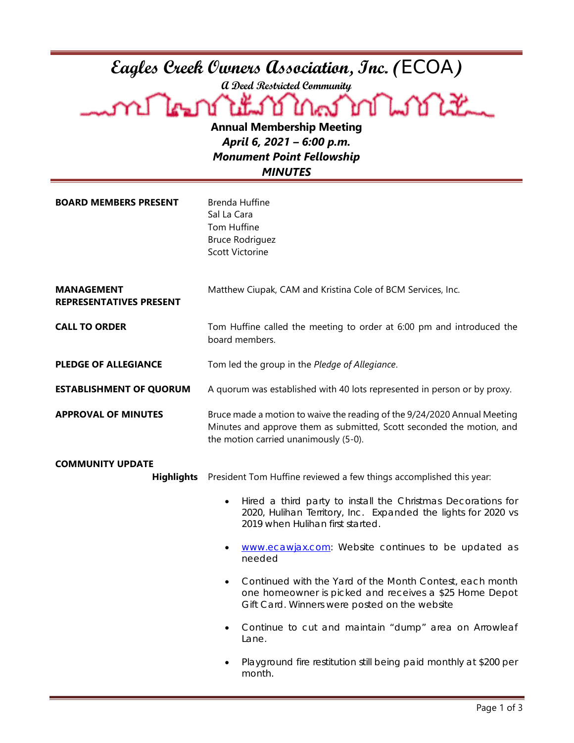# Eagles Creek Owners Association, Inc. (ECOA)

**A Deed Restricted Community**

## Annual Membership Meeting

***April 6, 2021 – 6:00 p.m.***

***Monument Point Fellowship***

***MINUTES***

**BOARD MEMBERS PRESENT**

Brenda Huffine
Sal La Cara
Tom Huffine
Bruce Rodriguez
Scott Victorine

**MANAGEMENT REPRESENTATIVES PRESENT**

Matthew Ciupak, CAM and Kristina Cole of BCM Services, Inc.

**CALL TO ORDER**

Tom Huffine called the meeting to order at 6:00 pm and introduced the board members.

**PLEDGE OF ALLEGIANCE**

Tom led the group in the *Pledge of Allegiance*.

**ESTABLISHMENT OF QUORUM**

A quorum was established with 40 lots represented in person or by proxy.

**APPROVAL OF MINUTES**

Bruce made a motion to waive the reading of the 9/24/2020 Annual Meeting Minutes and approve them as submitted, Scott seconded the motion, and the motion carried unanimously (5-0).

**COMMUNITY UPDATE**

**Highlights**

President Tom Huffine reviewed a few things accomplished this year:

- Hired a third party to install the Christmas Decorations for 2020, Hulihan Territory, Inc. Expanded the lights for 2020 vs 2019 when Hulihan first started.
- www.ecawjax.com: Website continues to be updated as needed
- Continued with the Yard of the Month Contest, each month one homeowner is picked and receives a $25 Home Depot Gift Card. Winners were posted on the website
- Continue to cut and maintain "dump" area on Arrowleaf Lane.
- Playground fire restitution still being paid monthly at $200 per month.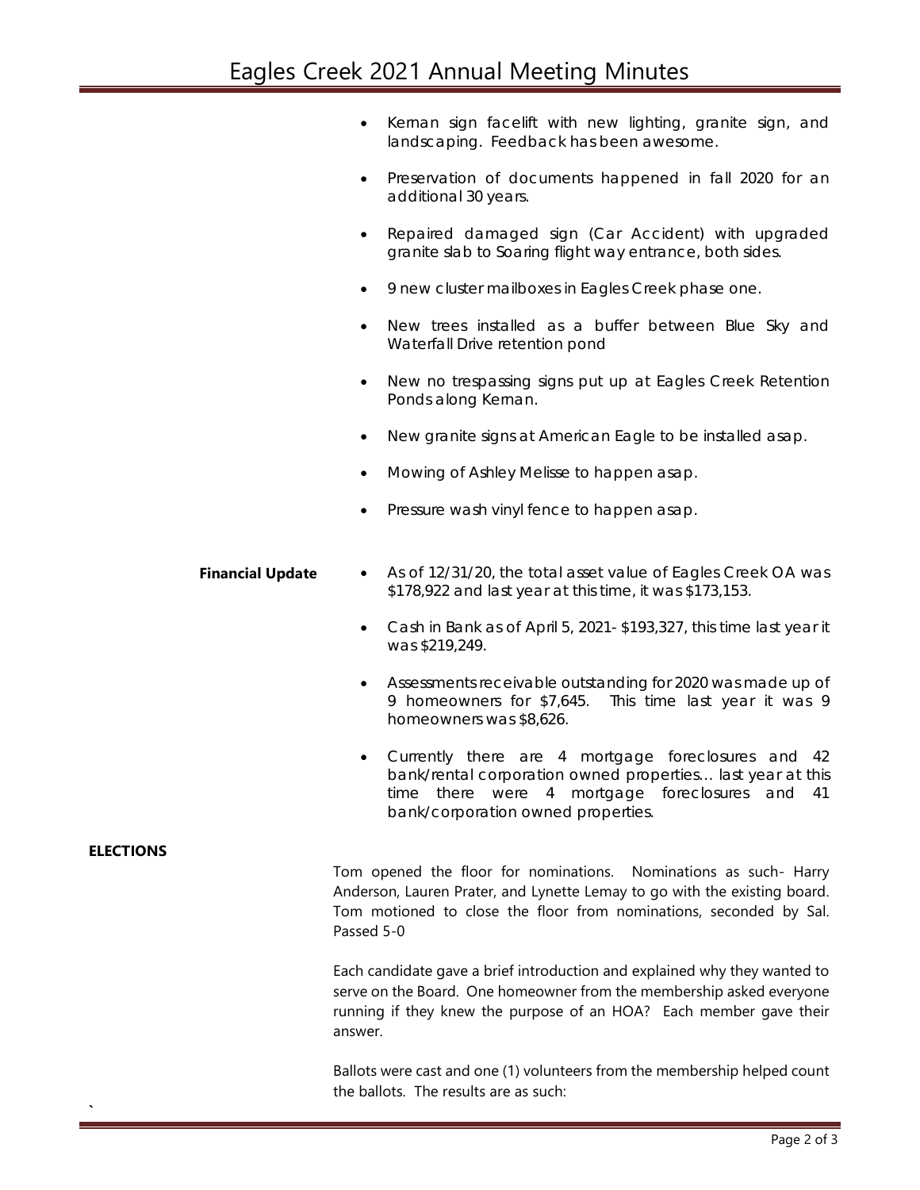- Kernan sign facelift with new lighting, granite sign, and landscaping. Feedback has been awesome.
- Preservation of documents happened in fall 2020 for an additional 30 years.
- Repaired damaged sign (Car Accident) with upgraded granite slab to Soaring flight way entrance, both sides.
- 9 new cluster mailboxes in Eagles Creek phase one.
- New trees installed as a buffer between Blue Sky and Waterfall Drive retention pond
- New no trespassing signs put up at Eagles Creek Retention Ponds along Kernan.
- New granite signs at American Eagle to be installed asap.
- Mowing of Ashley Melisse to happen asap.
- Pressure wash vinyl fence to happen asap.

**Financial Update**

- As of 12/31/20, the total asset value of Eagles Creek OA was $178,922 and last year at this time, it was $173,153.
- Cash in Bank as of April 5, 2021- $193,327, this time last year it was $219,249.
- Assessments receivable outstanding for 2020 was made up of 9 homeowners for $7,645. This time last year it was 9 homeowners was $8,626.
- Currently there are 4 mortgage foreclosures and 42 bank/rental corporation owned properties… last year at this time there were 4 mortgage foreclosures and 41 bank/corporation owned properties.

**ELECTIONS**

Tom opened the floor for nominations. Nominations as such- Harry Anderson, Lauren Prater, and Lynette Lemay to go with the existing board. Tom motioned to close the floor from nominations, seconded by Sal. Passed 5-0

Each candidate gave a brief introduction and explained why they wanted to serve on the Board. One homeowner from the membership asked everyone running if they knew the purpose of an HOA? Each member gave their answer.

Ballots were cast and one (1) volunteers from the membership helped count the ballots. The results are as such: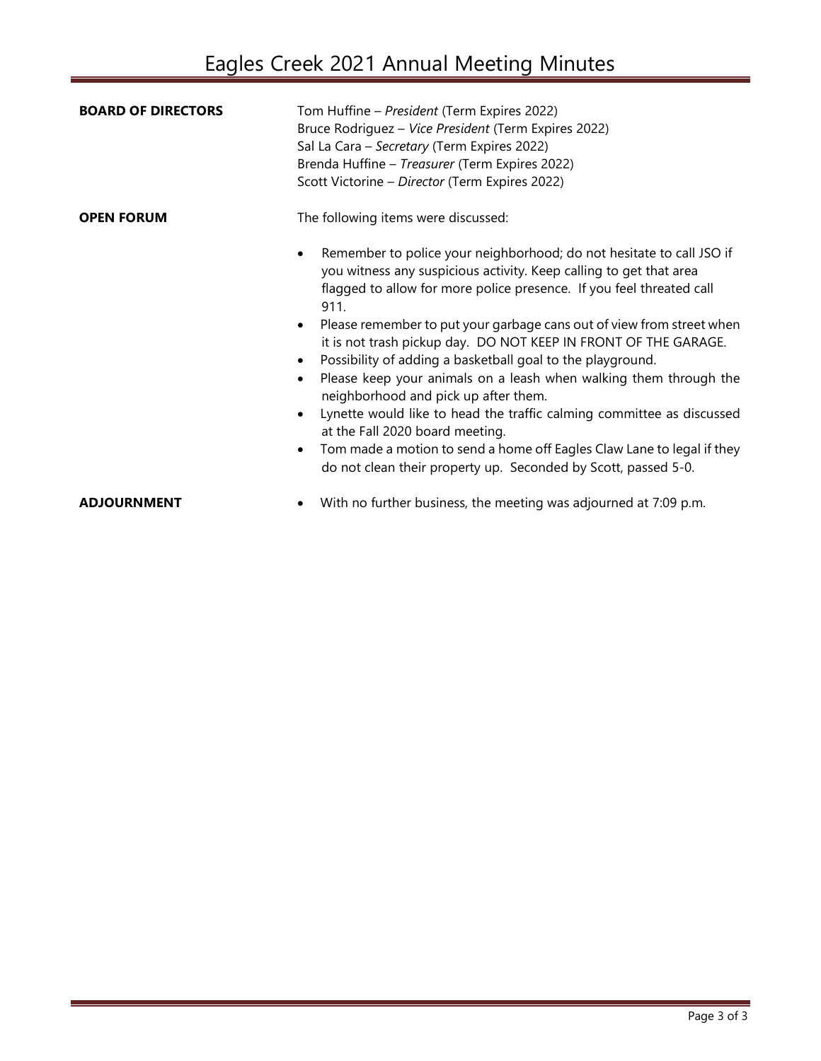**BOARD OF DIRECTORS**

Tom Huffine – *President* (Term Expires 2022)
Bruce Rodriguez – *Vice President* (Term Expires 2022)
Sal La Cara – *Secretary* (Term Expires 2022)
Brenda Huffine – *Treasurer* (Term Expires 2022)
Scott Victorine – *Director* (Term Expires 2022)

**OPEN FORUM**

The following items were discussed:

- Remember to police your neighborhood; do not hesitate to call JSO if you witness any suspicious activity. Keep calling to get that area flagged to allow for more police presence. If you feel threated call 911.
- Please remember to put your garbage cans out of view from street when it is not trash pickup day. DO NOT KEEP IN FRONT OF THE GARAGE.
- Possibility of adding a basketball goal to the playground.
- Please keep your animals on a leash when walking them through the neighborhood and pick up after them.
- Lynette would like to head the traffic calming committee as discussed at the Fall 2020 board meeting.
- Tom made a motion to send a home off Eagles Claw Lane to legal if they do not clean their property up. Seconded by Scott, passed 5-0.

**ADJOURNMENT**

- With no further business, the meeting was adjourned at 7:09 p.m.